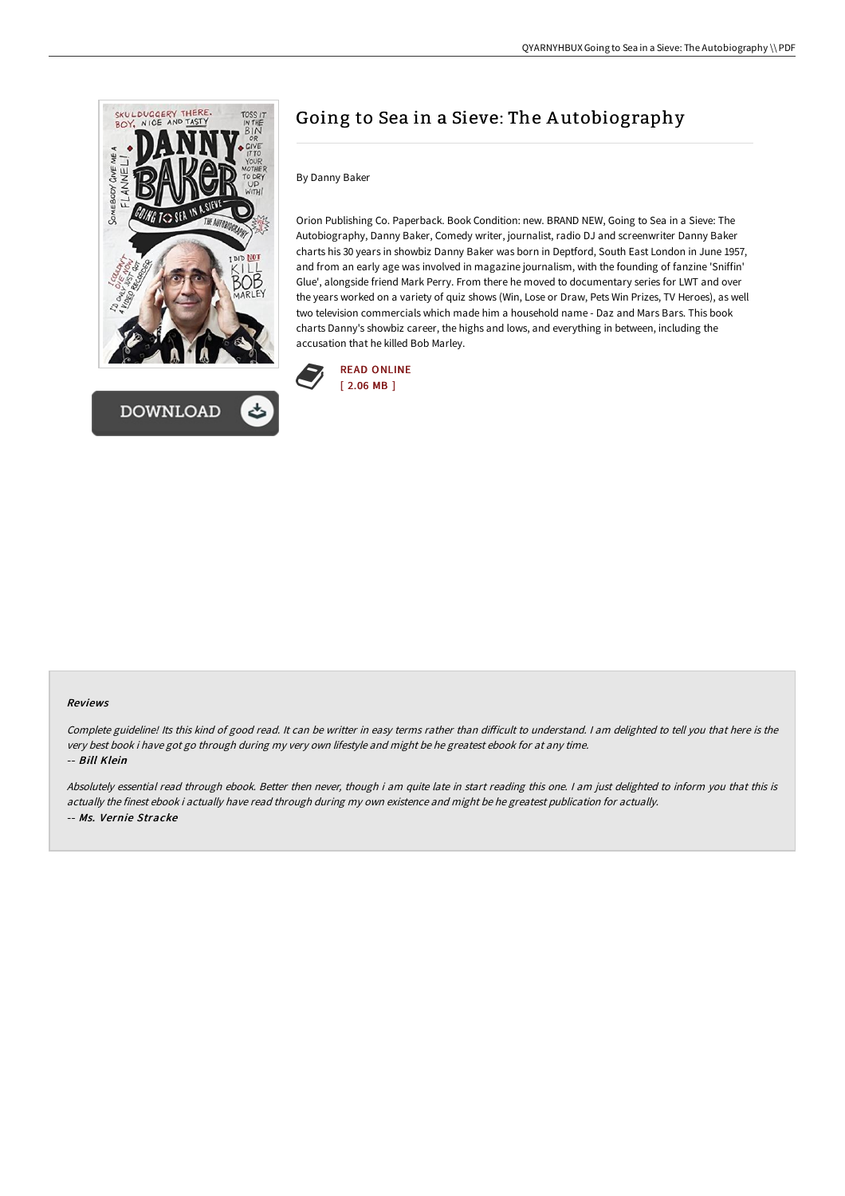# Going to Sea in a Sieve: The Autobiography

By Danny Baker

Orion Publishing Co. Paperback. Book Condition: new. BRAND NEW, Going to Sea in a Sieve: The Autobiography, Danny Baker, Comedy writer, journalist, radio DJ and screenwriter Danny Baker charts his 30 years in showbiz Danny Baker was born in Deptford, South East London in June 1957, and from an early age was involved in magazine journalism, with the founding of fanzine 'Sniffin' Glue', alongside friend Mark Perry. From there he moved to documentary series for LWT and over the years worked on a variety of quiz shows (Win, Lose or Draw, Pets Win Prizes, TV Heroes), as well two television commercials which made him a household name - Daz and Mars Bars. This book charts Danny's showbiz career, the highs and lows, and everything in between, including the accusation that he killed Bob Marley.

READ ONLINE
[ 2.06 MB ]

DOWNLOAD

#### Reviews

*Complete guideline! Its this kind of good read. It can be writter in easy terms rather than difficult to understand. I am delighted to tell you that here is the very best book i have got go through during my very own lifestyle and might be he greatest ebook for at any time.*
-- *Bill Klein*

*Absolutely essential read through ebook. Better then never, though i am quite late in start reading this one. I am just delighted to inform you that this is actually the finest ebook i actually have read through during my own existence and might be he greatest publication for actually.*
-- *Ms. Vernie Stracke*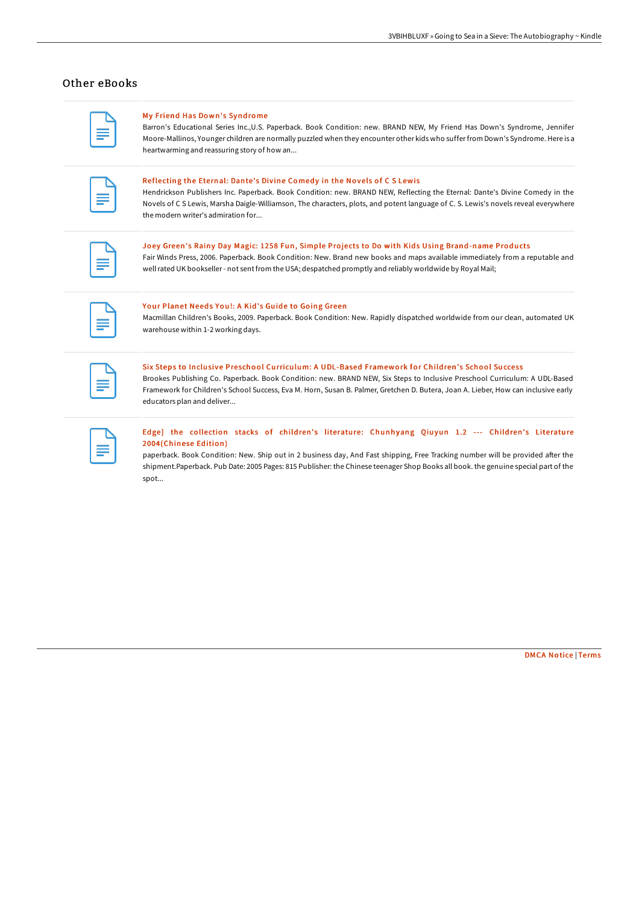## Other eBooks

### My Friend Has Down's Syndrome

Barron's Educational Series Inc.,U.S. Paperback. Book Condition: new. BRAND NEW, My Friend Has Down's Syndrome, Jennifer Moore-Mallinos, Younger children are normally puzzled when they encounter other kids who suffer from Down's Syndrome. Here is a heartwarming and reassuring story of how an...

### Reflecting the Eternal: Dante's Divine Comedy in the Novels of C S Lewis

Hendrickson Publishers Inc. Paperback. Book Condition: new. BRAND NEW, Reflecting the Eternal: Dante's Divine Comedy in the Novels of C S Lewis, Marsha Daigle-Williamson, The characters, plots, and potent language of C. S. Lewis's novels reveal everywhere the modern writer's admiration for...

### Joey Green's Rainy Day Magic: 1258 Fun, Simple Projects to Do with Kids Using Brand-name Products

Fair Winds Press, 2006. Paperback. Book Condition: New. Brand new books and maps available immediately from a reputable and well rated UK bookseller - not sent from the USA; despatched promptly and reliably worldwide by Royal Mail;

### Your Planet Needs You!: A Kid's Guide to Going Green

Macmillan Children's Books, 2009. Paperback. Book Condition: New. Rapidly dispatched worldwide from our clean, automated UK warehouse within 1-2 working days.

### Six Steps to Inclusive Preschool Curriculum: A UDL-Based Framework for Children's School Success

Brookes Publishing Co. Paperback. Book Condition: new. BRAND NEW, Six Steps to Inclusive Preschool Curriculum: A UDL-Based Framework for Children's School Success, Eva M. Horn, Susan B. Palmer, Gretchen D. Butera, Joan A. Lieber, How can inclusive early educators plan and deliver...

### Edge] the collection stacks of children's literature: Chunhyang Qiuyun 1.2 --- Children's Literature 2004(Chinese Edition)

paperback. Book Condition: New. Ship out in 2 business day, And Fast shipping, Free Tracking number will be provided after the shipment.Paperback. Pub Date: 2005 Pages: 815 Publisher: the Chinese teenager Shop Books all book. the genuine special part of the spot...

DMCA Notice | Terms